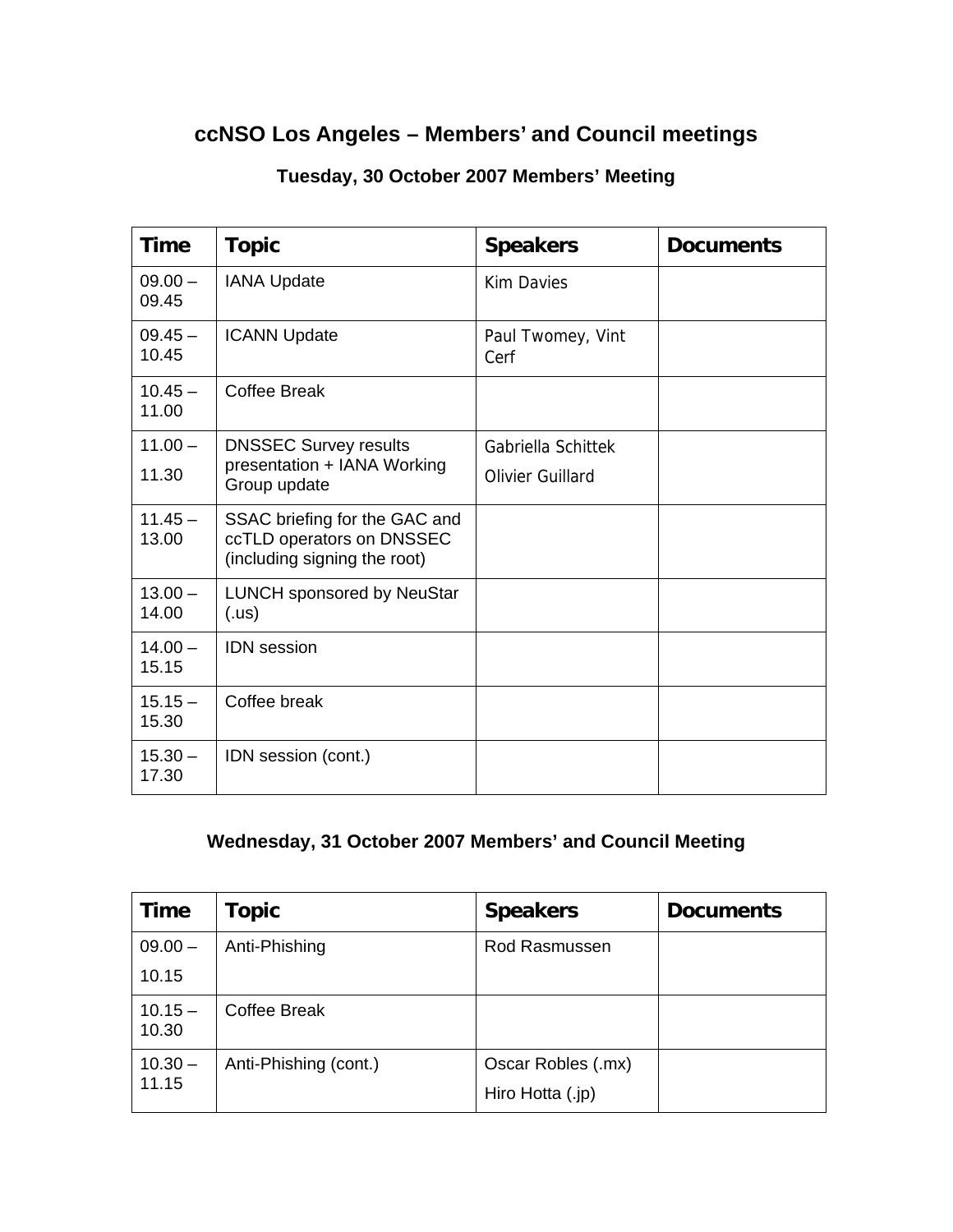# ccNSO Los Angeles – Members' and Council meetings

## Tuesday, 30 October 2007 Members' Meeting

| Time | Topic | Speakers | Documents |
|---|---|---|---|
| 09.00 – 09.45 | IANA Update | Kim Davies | |
| 09.45 – 10.45 | ICANN Update | Paul Twomey, Vint Cerf | |
| 10.45 – 11.00 | Coffee Break | | |
| 11.00 – 11.30 | DNSSEC Survey results presentation + IANA Working Group update | Gabriella Schittek<br>Olivier Guillard | |
| 11.45 – 13.00 | SSAC briefing for the GAC and ccTLD operators on DNSSEC (including signing the root) | | |
| 13.00 – 14.00 | LUNCH sponsored by NeuStar (.us) | | |
| 14.00 – 15.15 | IDN session | | |
| 15.15 – 15.30 | Coffee break | | |
| 15.30 – 17.30 | IDN session (cont.) | | |

## Wednesday, 31 October 2007 Members' and Council Meeting

| Time | Topic | Speakers | Documents |
|---|---|---|---|
| 09.00 – 10.15 | Anti-Phishing | Rod Rasmussen | |
| 10.15 – 10.30 | Coffee Break | | |
| 10.30 – 11.15 | Anti-Phishing (cont.) | Oscar Robles (.mx)<br>Hiro Hotta (.jp) | |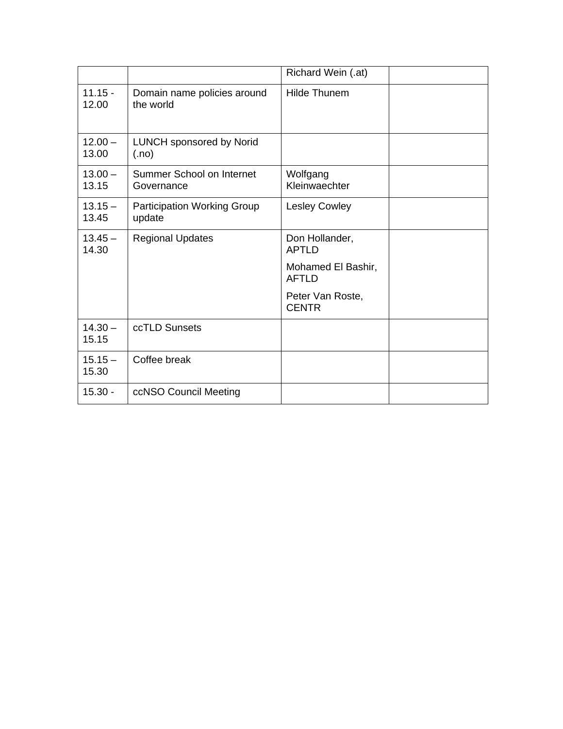| | | | |
|---|---|---|---|
| | | Richard Wein (.at) | |
| 11.15 - 12.00 | Domain name policies around the world | Hilde Thunem | |
| 12.00 – 13.00 | LUNCH sponsored by Norid (.no) | | |
| 13.00 – 13.15 | Summer School on Internet Governance | Wolfgang Kleinwaechter | |
| 13.15 – 13.45 | Participation Working Group update | Lesley Cowley | |
| 13.45 – 14.30 | Regional Updates | Don Hollander, APTLD<br>Mohamed El Bashir, AFTLD<br>Peter Van Roste, CENTR | |
| 14.30 – 15.15 | ccTLD Sunsets | | |
| 15.15 – 15.30 | Coffee break | | |
| 15.30 - | ccNSO Council Meeting | | |